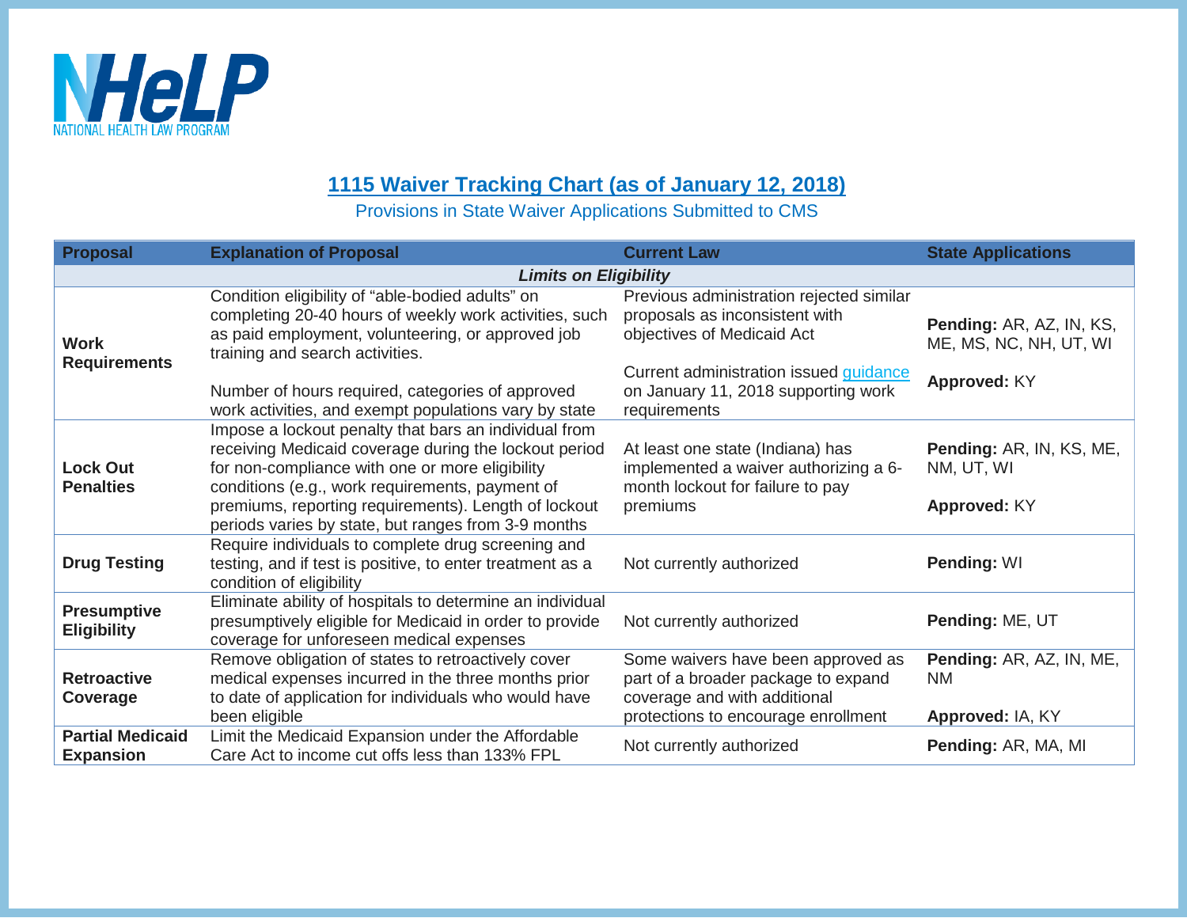NHeLP
NATIONAL HEALTH LAW PROGRAM

# 1115 Waiver Tracking Chart (as of January 12, 2018)

Provisions in State Waiver Applications Submitted to CMS

| Proposal | Explanation of Proposal | Current Law | State Applications |
|---|---|---|---|
| ***Limits on Eligibility*** | | | |
| **Work Requirements** | Condition eligibility of "able-bodied adults" on completing 20-40 hours of weekly work activities, such as paid employment, volunteering, or approved job training and search activities.<br><br>Number of hours required, categories of approved work activities, and exempt populations vary by state | Previous administration rejected similar proposals as inconsistent with objectives of Medicaid Act<br><br>Current administration issued guidance on January 11, 2018 supporting work requirements | **Pending:** AR, AZ, IN, KS, ME, MS, NC, NH, UT, WI<br><br>**Approved:** KY |
| **Lock Out Penalties** | Impose a lockout penalty that bars an individual from receiving Medicaid coverage during the lockout period for non-compliance with one or more eligibility conditions (e.g., work requirements, payment of premiums, reporting requirements). Length of lockout periods varies by state, but ranges from 3-9 months | At least one state (Indiana) has implemented a waiver authorizing a 6-month lockout for failure to pay premiums | **Pending:** AR, IN, KS, ME, NM, UT, WI<br><br>**Approved:** KY |
| **Drug Testing** | Require individuals to complete drug screening and testing, and if test is positive, to enter treatment as a condition of eligibility | Not currently authorized | **Pending:** WI |
| **Presumptive Eligibility** | Eliminate ability of hospitals to determine an individual presumptively eligible for Medicaid in order to provide coverage for unforeseen medical expenses | Not currently authorized | **Pending:** ME, UT |
| **Retroactive Coverage** | Remove obligation of states to retroactively cover medical expenses incurred in the three months prior to date of application for individuals who would have been eligible | Some waivers have been approved as part of a broader package to expand coverage and with additional protections to encourage enrollment | **Pending:** AR, AZ, IN, ME, NM<br><br>**Approved:** IA, KY |
| **Partial Medicaid Expansion** | Limit the Medicaid Expansion under the Affordable Care Act to income cut offs less than 133% FPL | Not currently authorized | **Pending:** AR, MA, MI |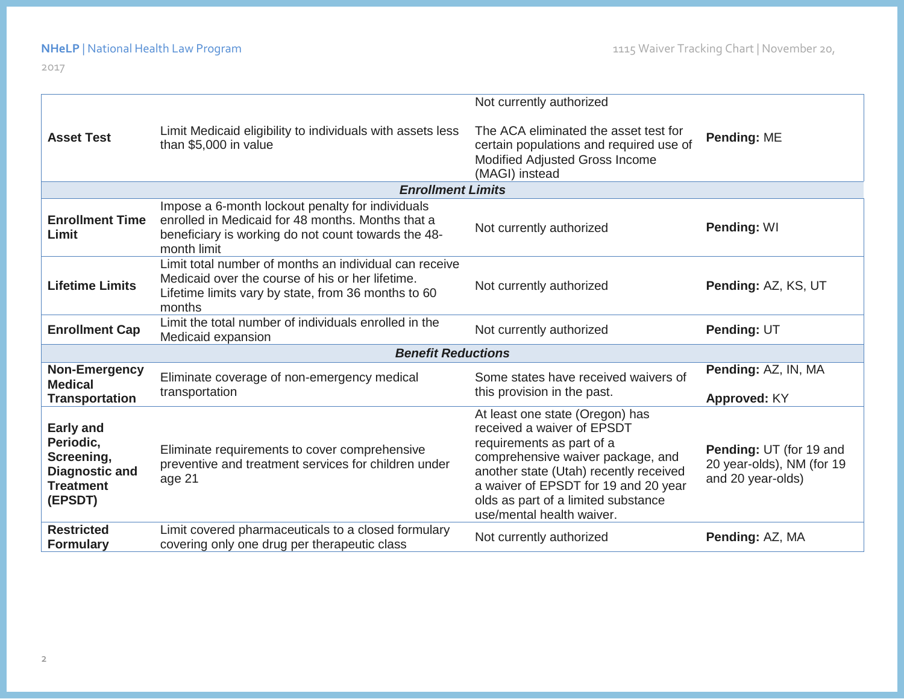| | | | |
|---|---|---|---|
| **Asset Test** | Limit Medicaid eligibility to individuals with assets less than $5,000 in value | Not currently authorized<br><br>The ACA eliminated the asset test for certain populations and required use of Modified Adjusted Gross Income (MAGI) instead | **Pending:** ME |
| | | ***Enrollment Limits*** | |
| **Enrollment Time Limit** | Impose a 6-month lockout penalty for individuals enrolled in Medicaid for 48 months. Months that a beneficiary is working do not count towards the 48-month limit | Not currently authorized | **Pending:** WI |
| **Lifetime Limits** | Limit total number of months an individual can receive Medicaid over the course of his or her lifetime. Lifetime limits vary by state, from 36 months to 60 months | Not currently authorized | **Pending:** AZ, KS, UT |
| **Enrollment Cap** | Limit the total number of individuals enrolled in the Medicaid expansion | Not currently authorized | **Pending:** UT |
| | | ***Benefit Reductions*** | |
| **Non-Emergency Medical Transportation** | Eliminate coverage of non-emergency medical transportation | Some states have received waivers of this provision in the past. | **Pending:** AZ, IN, MA<br><br>**Approved:** KY |
| **Early and Periodic, Screening, Diagnostic and Treatment (EPSDT)** | Eliminate requirements to cover comprehensive preventive and treatment services for children under age 21 | At least one state (Oregon) has received a waiver of EPSDT requirements as part of a comprehensive waiver package, and another state (Utah) recently received a waiver of EPSDT for 19 and 20 year olds as part of a limited substance use/mental health waiver. | **Pending:** UT (for 19 and 20 year-olds), NM (for 19 and 20 year-olds) |
| **Restricted Formulary** | Limit covered pharmaceuticals to a closed formulary covering only one drug per therapeutic class | Not currently authorized | **Pending:** AZ, MA |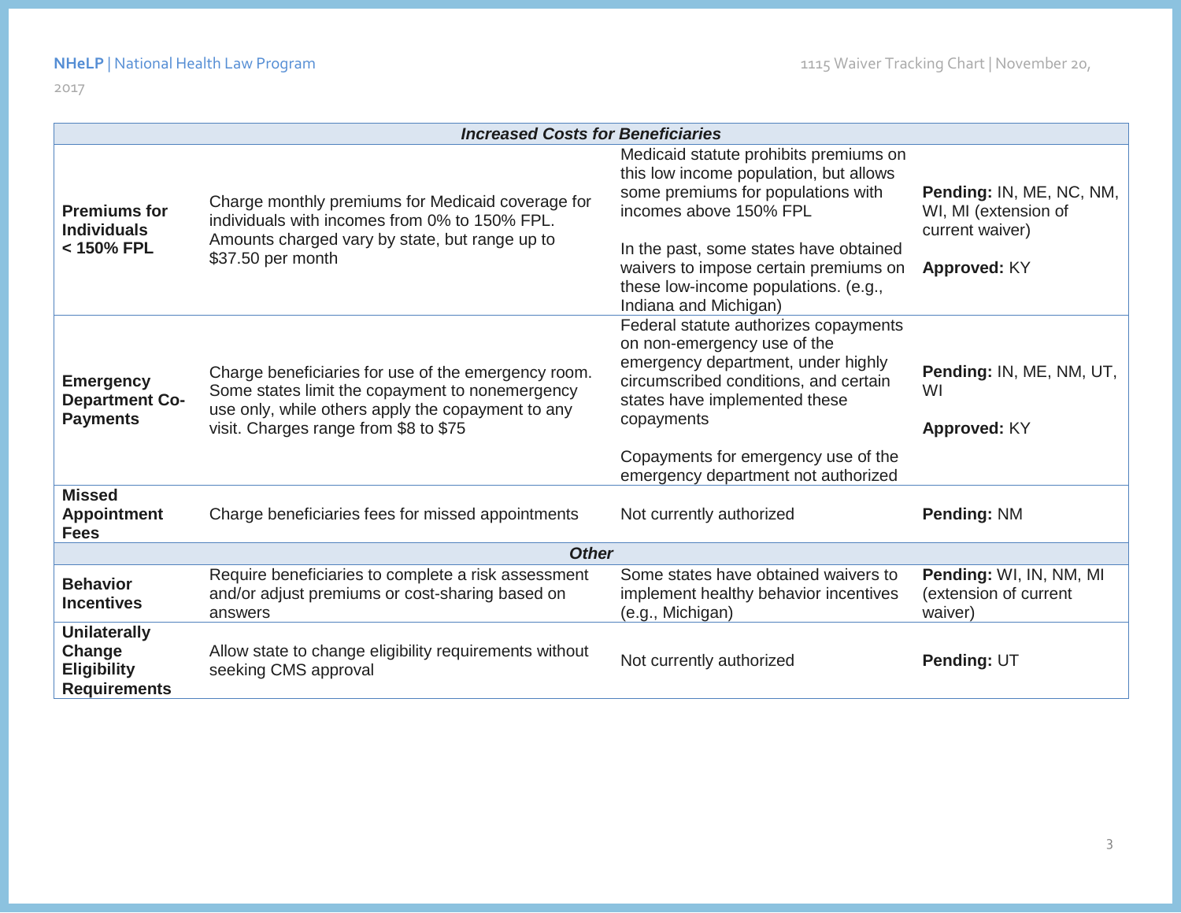| | | | |
|---|---|---|---|
| ***Increased Costs for Beneficiaries*** | | | |
| **Premiums for Individuals < 150% FPL** | Charge monthly premiums for Medicaid coverage for individuals with incomes from 0% to 150% FPL. Amounts charged vary by state, but range up to $37.50 per month | Medicaid statute prohibits premiums on this low income population, but allows some premiums for populations with incomes above 150% FPL<br><br>In the past, some states have obtained waivers to impose certain premiums on these low-income populations. (e.g., Indiana and Michigan) | **Pending:** IN, ME, NC, NM, WI, MI (extension of current waiver)<br><br>**Approved:** KY |
| **Emergency Department Co-Payments** | Charge beneficiaries for use of the emergency room. Some states limit the copayment to nonemergency use only, while others apply the copayment to any visit. Charges range from $8 to $75 | Federal statute authorizes copayments on non-emergency use of the emergency department, under highly circumscribed conditions, and certain states have implemented these copayments<br><br>Copayments for emergency use of the emergency department not authorized | **Pending:** IN, ME, NM, UT, WI<br><br>**Approved:** KY |
| **Missed Appointment Fees** | Charge beneficiaries fees for missed appointments | Not currently authorized | **Pending:** NM |
| ***Other*** | | | |
| **Behavior Incentives** | Require beneficiaries to complete a risk assessment and/or adjust premiums or cost-sharing based on answers | Some states have obtained waivers to implement healthy behavior incentives (e.g., Michigan) | **Pending:** WI, IN, NM, MI (extension of current waiver) |
| **Unilaterally Change Eligibility Requirements** | Allow state to change eligibility requirements without seeking CMS approval | Not currently authorized | **Pending:** UT |